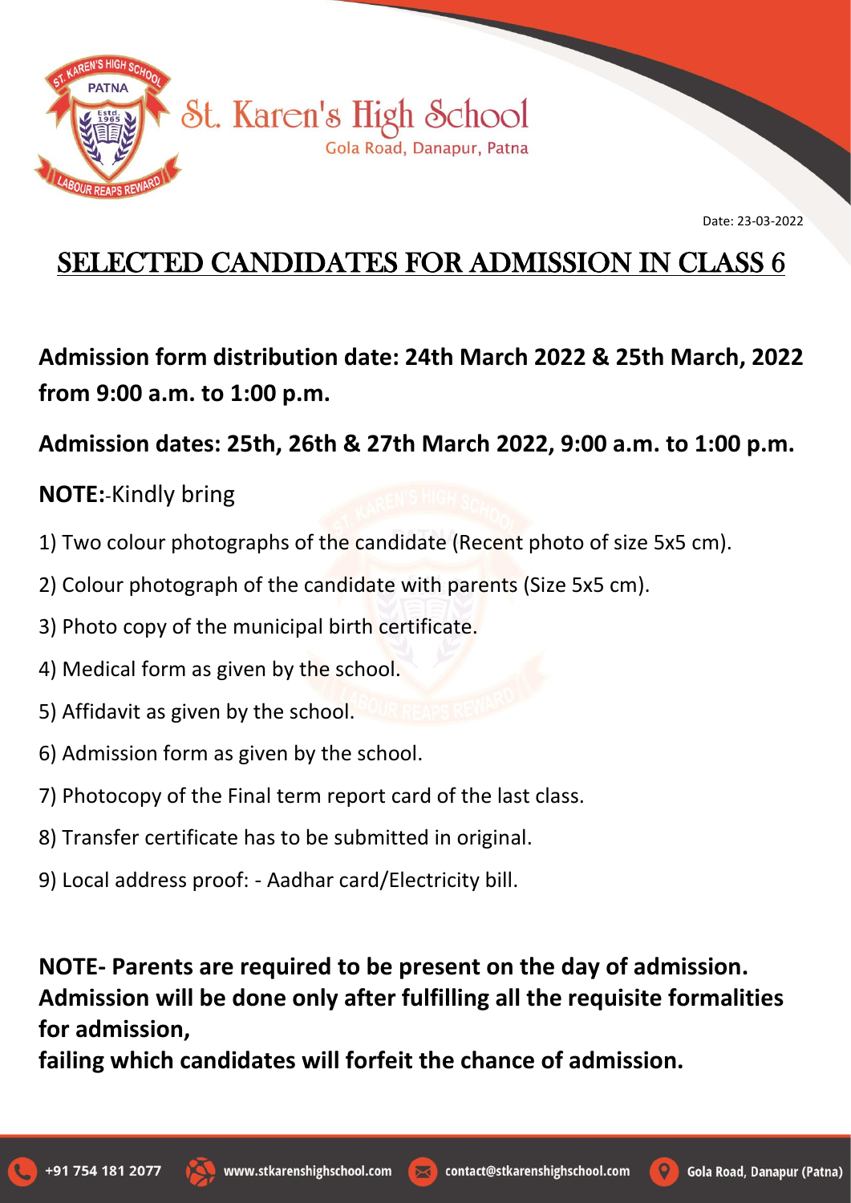# St. Karen's High School

Gola Road, Danapur, Patna

Date: 23-03-2022

## SELECTED CANDIDATES FOR ADMISSION IN CLASS 6

**Admission form distribution date: 24th March 2022 & 25th March, 2022 from 9:00 a.m. to 1:00 p.m.**

**Admission dates: 25th, 26th & 27th March 2022, 9:00 a.m. to 1:00 p.m.**

**NOTE:**-Kindly bring

1) Two colour photographs of the candidate (Recent photo of size 5x5 cm).
2) Colour photograph of the candidate with parents (Size 5x5 cm).
3) Photo copy of the municipal birth certificate.
4) Medical form as given by the school.
5) Affidavit as given by the school.
6) Admission form as given by the school.
7) Photocopy of the Final term report card of the last class.
8) Transfer certificate has to be submitted in original.
9) Local address proof: - Aadhar card/Electricity bill.

**NOTE- Parents are required to be present on the day of admission. Admission will be done only after fulfilling all the requisite formalities for admission,**
**failing which candidates will forfeit the chance of admission.**

+91 754 181 2077 | www.stkarenshighschool.com | contact@stkarenshighschool.com | Gola Road, Danapur (Patna)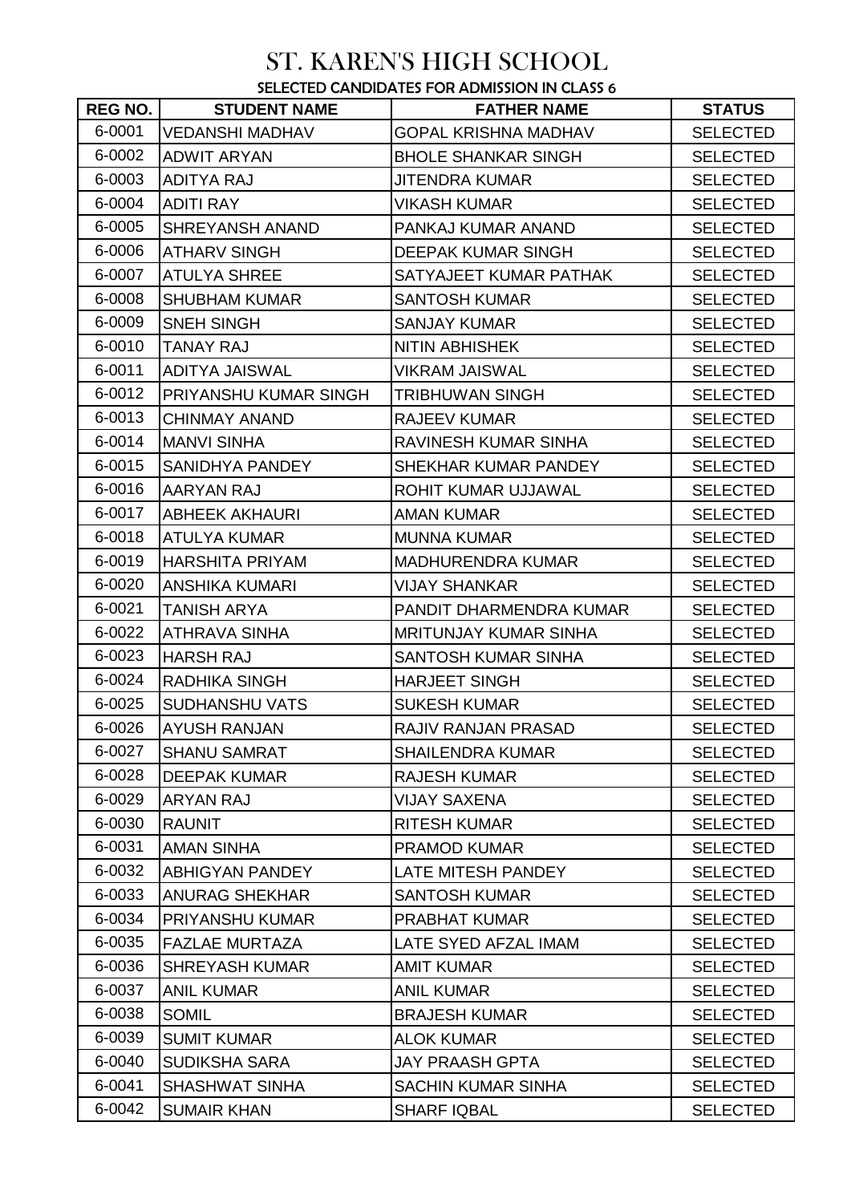# ST. KAREN'S HIGH SCHOOL

## SELECTED CANDIDATES FOR ADMISSION IN CLASS 6

| REG NO. | STUDENT NAME | FATHER NAME | STATUS |
|---|---|---|---|
| 6-0001 | VEDANSHI MADHAV | GOPAL KRISHNA MADHAV | SELECTED |
| 6-0002 | ADWIT ARYAN | BHOLE SHANKAR SINGH | SELECTED |
| 6-0003 | ADITYA RAJ | JITENDRA KUMAR | SELECTED |
| 6-0004 | ADITI RAY | VIKASH KUMAR | SELECTED |
| 6-0005 | SHREYANSH ANAND | PANKAJ KUMAR ANAND | SELECTED |
| 6-0006 | ATHARV SINGH | DEEPAK KUMAR SINGH | SELECTED |
| 6-0007 | ATULYA SHREE | SATYAJEET KUMAR PATHAK | SELECTED |
| 6-0008 | SHUBHAM KUMAR | SANTOSH KUMAR | SELECTED |
| 6-0009 | SNEH SINGH | SANJAY KUMAR | SELECTED |
| 6-0010 | TANAY RAJ | NITIN ABHISHEK | SELECTED |
| 6-0011 | ADITYA JAISWAL | VIKRAM JAISWAL | SELECTED |
| 6-0012 | PRIYANSHU KUMAR SINGH | TRIBHUWAN SINGH | SELECTED |
| 6-0013 | CHINMAY ANAND | RAJEEV KUMAR | SELECTED |
| 6-0014 | MANVI SINHA | RAVINESH KUMAR SINHA | SELECTED |
| 6-0015 | SANIDHYA PANDEY | SHEKHAR KUMAR PANDEY | SELECTED |
| 6-0016 | AARYAN RAJ | ROHIT KUMAR UJJAWAL | SELECTED |
| 6-0017 | ABHEEK AKHAURI | AMAN KUMAR | SELECTED |
| 6-0018 | ATULYA KUMAR | MUNNA KUMAR | SELECTED |
| 6-0019 | HARSHITA PRIYAM | MADHURENDRA KUMAR | SELECTED |
| 6-0020 | ANSHIKA KUMARI | VIJAY SHANKAR | SELECTED |
| 6-0021 | TANISH ARYA | PANDIT DHARMENDRA KUMAR | SELECTED |
| 6-0022 | ATHRAVA SINHA | MRITUNJAY KUMAR SINHA | SELECTED |
| 6-0023 | HARSH RAJ | SANTOSH KUMAR SINHA | SELECTED |
| 6-0024 | RADHIKA SINGH | HARJEET SINGH | SELECTED |
| 6-0025 | SUDHANSHU VATS | SUKESH KUMAR | SELECTED |
| 6-0026 | AYUSH RANJAN | RAJIV RANJAN PRASAD | SELECTED |
| 6-0027 | SHANU SAMRAT | SHAILENDRA KUMAR | SELECTED |
| 6-0028 | DEEPAK KUMAR | RAJESH KUMAR | SELECTED |
| 6-0029 | ARYAN RAJ | VIJAY SAXENA | SELECTED |
| 6-0030 | RAUNIT | RITESH KUMAR | SELECTED |
| 6-0031 | AMAN SINHA | PRAMOD KUMAR | SELECTED |
| 6-0032 | ABHIGYAN PANDEY | LATE MITESH PANDEY | SELECTED |
| 6-0033 | ANURAG SHEKHAR | SANTOSH KUMAR | SELECTED |
| 6-0034 | PRIYANSHU KUMAR | PRABHAT KUMAR | SELECTED |
| 6-0035 | FAZLAE MURTAZA | LATE SYED AFZAL IMAM | SELECTED |
| 6-0036 | SHREYASH KUMAR | AMIT KUMAR | SELECTED |
| 6-0037 | ANIL KUMAR | ANIL KUMAR | SELECTED |
| 6-0038 | SOMIL | BRAJESH KUMAR | SELECTED |
| 6-0039 | SUMIT KUMAR | ALOK KUMAR | SELECTED |
| 6-0040 | SUDIKSHA SARA | JAY PRAASH GPTA | SELECTED |
| 6-0041 | SHASHWAT SINHA | SACHIN KUMAR SINHA | SELECTED |
| 6-0042 | SUMAIR KHAN | SHARF IQBAL | SELECTED |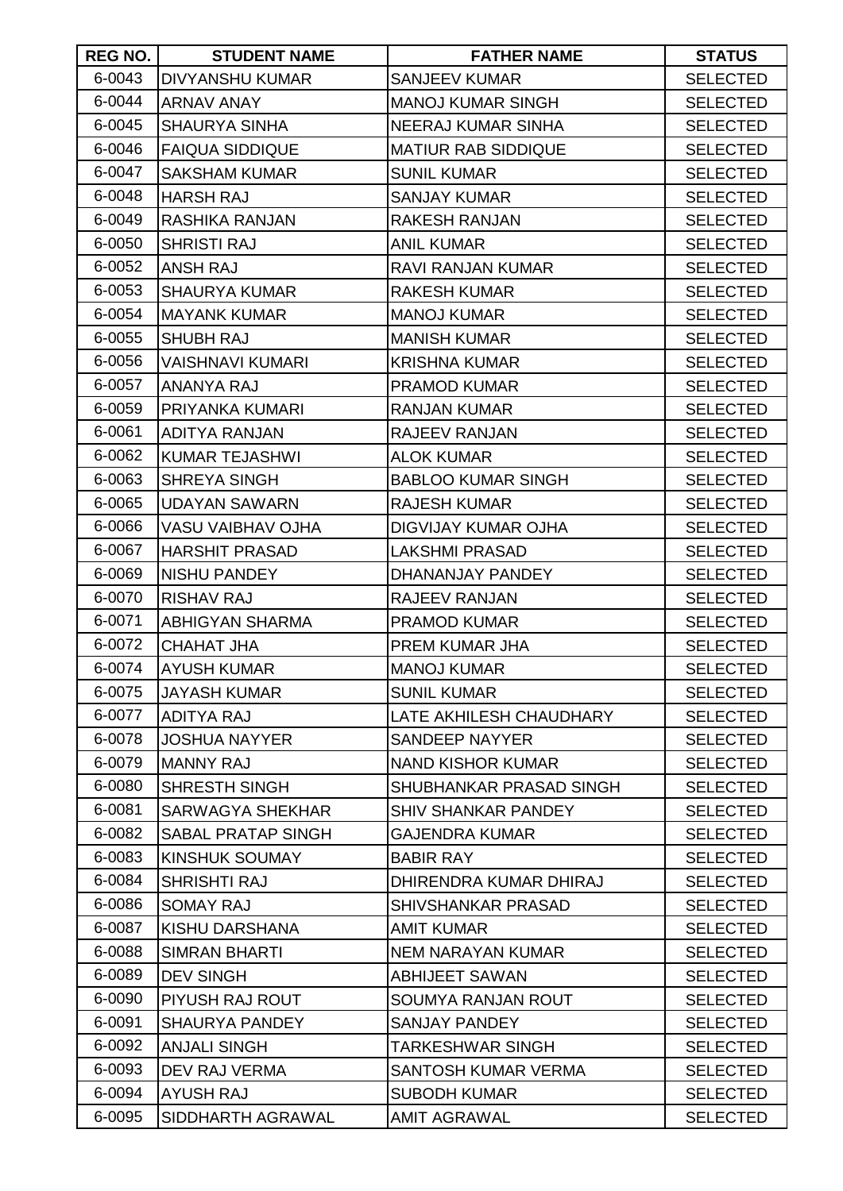| REG NO. | STUDENT NAME | FATHER NAME | STATUS |
|---|---|---|---|
| 6-0043 | DIVYANSHU KUMAR | SANJEEV KUMAR | SELECTED |
| 6-0044 | ARNAV ANAY | MANOJ KUMAR SINGH | SELECTED |
| 6-0045 | SHAURYA SINHA | NEERAJ KUMAR SINHA | SELECTED |
| 6-0046 | FAIQUA SIDDIQUE | MATIUR RAB SIDDIQUE | SELECTED |
| 6-0047 | SAKSHAM KUMAR | SUNIL KUMAR | SELECTED |
| 6-0048 | HARSH RAJ | SANJAY KUMAR | SELECTED |
| 6-0049 | RASHIKA RANJAN | RAKESH RANJAN | SELECTED |
| 6-0050 | SHRISTI RAJ | ANIL KUMAR | SELECTED |
| 6-0052 | ANSH RAJ | RAVI RANJAN KUMAR | SELECTED |
| 6-0053 | SHAURYA KUMAR | RAKESH KUMAR | SELECTED |
| 6-0054 | MAYANK KUMAR | MANOJ KUMAR | SELECTED |
| 6-0055 | SHUBH RAJ | MANISH KUMAR | SELECTED |
| 6-0056 | VAISHNAVI KUMARI | KRISHNA KUMAR | SELECTED |
| 6-0057 | ANANYA RAJ | PRAMOD KUMAR | SELECTED |
| 6-0059 | PRIYANKA KUMARI | RANJAN KUMAR | SELECTED |
| 6-0061 | ADITYA RANJAN | RAJEEV RANJAN | SELECTED |
| 6-0062 | KUMAR TEJASHWI | ALOK KUMAR | SELECTED |
| 6-0063 | SHREYA SINGH | BABLOO KUMAR SINGH | SELECTED |
| 6-0065 | UDAYAN SAWARN | RAJESH KUMAR | SELECTED |
| 6-0066 | VASU VAIBHAV OJHA | DIGVIJAY KUMAR OJHA | SELECTED |
| 6-0067 | HARSHIT PRASAD | LAKSHMI PRASAD | SELECTED |
| 6-0069 | NISHU PANDEY | DHANANJAY PANDEY | SELECTED |
| 6-0070 | RISHAV RAJ | RAJEEV RANJAN | SELECTED |
| 6-0071 | ABHIGYAN SHARMA | PRAMOD KUMAR | SELECTED |
| 6-0072 | CHAHAT JHA | PREM KUMAR JHA | SELECTED |
| 6-0074 | AYUSH KUMAR | MANOJ KUMAR | SELECTED |
| 6-0075 | JAYASH KUMAR | SUNIL KUMAR | SELECTED |
| 6-0077 | ADITYA RAJ | LATE AKHILESH CHAUDHARY | SELECTED |
| 6-0078 | JOSHUA NAYYER | SANDEEP NAYYER | SELECTED |
| 6-0079 | MANNY RAJ | NAND KISHOR KUMAR | SELECTED |
| 6-0080 | SHRESTH SINGH | SHUBHANKAR PRASAD SINGH | SELECTED |
| 6-0081 | SARWAGYA SHEKHAR | SHIV SHANKAR PANDEY | SELECTED |
| 6-0082 | SABAL PRATAP SINGH | GAJENDRA KUMAR | SELECTED |
| 6-0083 | KINSHUK SOUMAY | BABIR RAY | SELECTED |
| 6-0084 | SHRISHTI RAJ | DHIRENDRA KUMAR DHIRAJ | SELECTED |
| 6-0086 | SOMAY RAJ | SHIVSHANKAR PRASAD | SELECTED |
| 6-0087 | KISHU DARSHANA | AMIT KUMAR | SELECTED |
| 6-0088 | SIMRAN BHARTI | NEM NARAYAN KUMAR | SELECTED |
| 6-0089 | DEV SINGH | ABHIJEET SAWAN | SELECTED |
| 6-0090 | PIYUSH RAJ ROUT | SOUMYA RANJAN ROUT | SELECTED |
| 6-0091 | SHAURYA PANDEY | SANJAY PANDEY | SELECTED |
| 6-0092 | ANJALI SINGH | TARKESHWAR SINGH | SELECTED |
| 6-0093 | DEV RAJ VERMA | SANTOSH KUMAR VERMA | SELECTED |
| 6-0094 | AYUSH RAJ | SUBODH KUMAR | SELECTED |
| 6-0095 | SIDDHARTH AGRAWAL | AMIT AGRAWAL | SELECTED |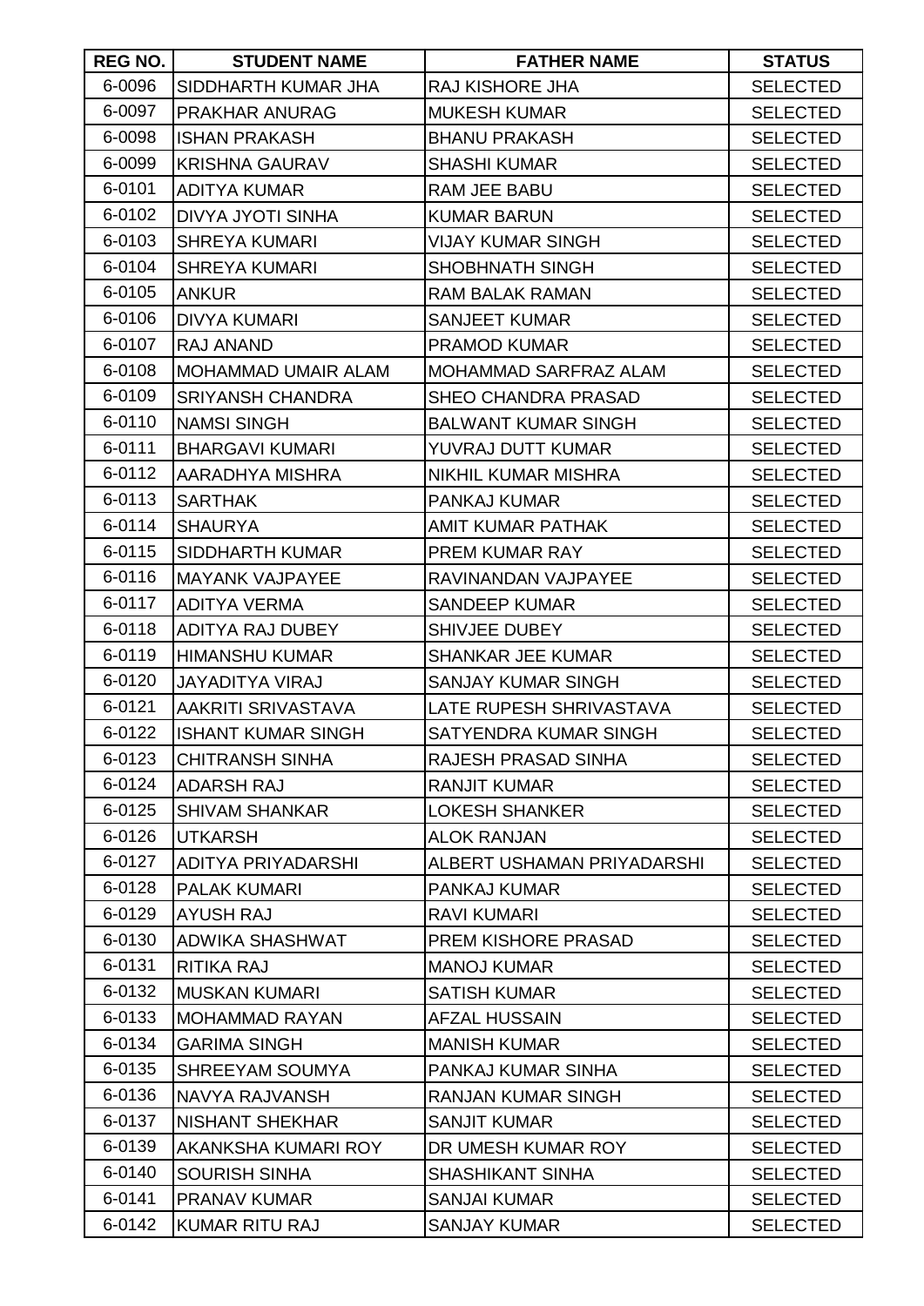| REG NO. | STUDENT NAME | FATHER NAME | STATUS |
|---|---|---|---|
| 6-0096 | SIDDHARTH KUMAR JHA | RAJ KISHORE JHA | SELECTED |
| 6-0097 | PRAKHAR ANURAG | MUKESH KUMAR | SELECTED |
| 6-0098 | ISHAN PRAKASH | BHANU PRAKASH | SELECTED |
| 6-0099 | KRISHNA GAURAV | SHASHI KUMAR | SELECTED |
| 6-0101 | ADITYA KUMAR | RAM JEE BABU | SELECTED |
| 6-0102 | DIVYA JYOTI SINHA | KUMAR BARUN | SELECTED |
| 6-0103 | SHREYA KUMARI | VIJAY KUMAR SINGH | SELECTED |
| 6-0104 | SHREYA KUMARI | SHOBHNATH SINGH | SELECTED |
| 6-0105 | ANKUR | RAM BALAK RAMAN | SELECTED |
| 6-0106 | DIVYA KUMARI | SANJEET KUMAR | SELECTED |
| 6-0107 | RAJ ANAND | PRAMOD KUMAR | SELECTED |
| 6-0108 | MOHAMMAD UMAIR ALAM | MOHAMMAD SARFRAZ ALAM | SELECTED |
| 6-0109 | SRIYANSH CHANDRA | SHEO CHANDRA PRASAD | SELECTED |
| 6-0110 | NAMSI SINGH | BALWANT KUMAR SINGH | SELECTED |
| 6-0111 | BHARGAVI KUMARI | YUVRAJ DUTT KUMAR | SELECTED |
| 6-0112 | AARADHYA MISHRA | NIKHIL KUMAR MISHRA | SELECTED |
| 6-0113 | SARTHAK | PANKAJ KUMAR | SELECTED |
| 6-0114 | SHAURYA | AMIT KUMAR PATHAK | SELECTED |
| 6-0115 | SIDDHARTH KUMAR | PREM KUMAR RAY | SELECTED |
| 6-0116 | MAYANK VAJPAYEE | RAVINANDAN VAJPAYEE | SELECTED |
| 6-0117 | ADITYA VERMA | SANDEEP KUMAR | SELECTED |
| 6-0118 | ADITYA RAJ DUBEY | SHIVJEE DUBEY | SELECTED |
| 6-0119 | HIMANSHU KUMAR | SHANKAR JEE KUMAR | SELECTED |
| 6-0120 | JAYADITYA VIRAJ | SANJAY KUMAR SINGH | SELECTED |
| 6-0121 | AAKRITI SRIVASTAVA | LATE RUPESH SHRIVASTAVA | SELECTED |
| 6-0122 | ISHANT KUMAR SINGH | SATYENDRA KUMAR SINGH | SELECTED |
| 6-0123 | CHITRANSH SINHA | RAJESH PRASAD SINHA | SELECTED |
| 6-0124 | ADARSH RAJ | RANJIT KUMAR | SELECTED |
| 6-0125 | SHIVAM SHANKAR | LOKESH SHANKER | SELECTED |
| 6-0126 | UTKARSH | ALOK RANJAN | SELECTED |
| 6-0127 | ADITYA PRIYADARSHI | ALBERT USHAMAN PRIYADARSHI | SELECTED |
| 6-0128 | PALAK KUMARI | PANKAJ KUMAR | SELECTED |
| 6-0129 | AYUSH RAJ | RAVI KUMARI | SELECTED |
| 6-0130 | ADWIKA SHASHWAT | PREM KISHORE PRASAD | SELECTED |
| 6-0131 | RITIKA RAJ | MANOJ KUMAR | SELECTED |
| 6-0132 | MUSKAN KUMARI | SATISH KUMAR | SELECTED |
| 6-0133 | MOHAMMAD RAYAN | AFZAL HUSSAIN | SELECTED |
| 6-0134 | GARIMA SINGH | MANISH KUMAR | SELECTED |
| 6-0135 | SHREEYAM SOUMYA | PANKAJ KUMAR SINHA | SELECTED |
| 6-0136 | NAVYA RAJVANSH | RANJAN KUMAR SINGH | SELECTED |
| 6-0137 | NISHANT SHEKHAR | SANJIT KUMAR | SELECTED |
| 6-0139 | AKANKSHA KUMARI ROY | DR UMESH KUMAR ROY | SELECTED |
| 6-0140 | SOURISH SINHA | SHASHIKANT SINHA | SELECTED |
| 6-0141 | PRANAV KUMAR | SANJAI KUMAR | SELECTED |
| 6-0142 | KUMAR RITU RAJ | SANJAY KUMAR | SELECTED |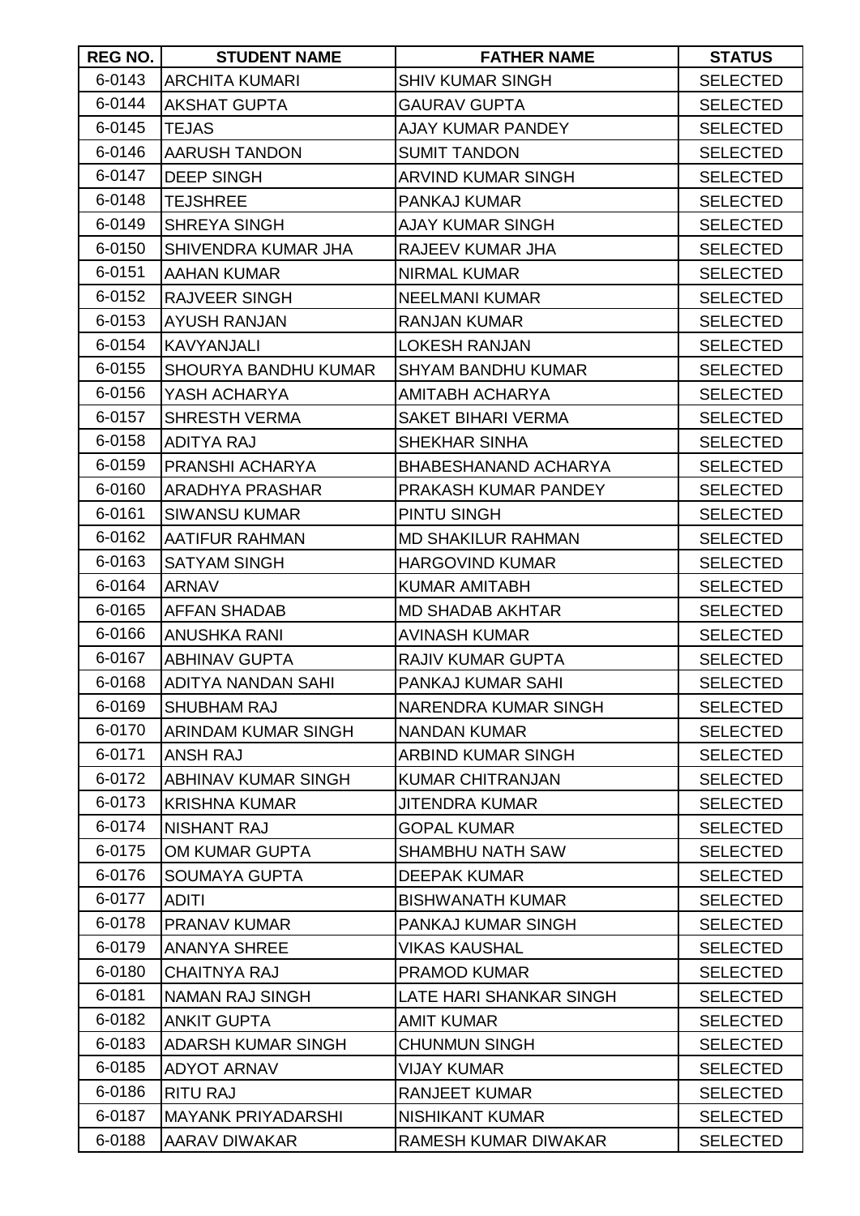| REG NO. | STUDENT NAME | FATHER NAME | STATUS |
|---|---|---|---|
| 6-0143 | ARCHITA KUMARI | SHIV KUMAR SINGH | SELECTED |
| 6-0144 | AKSHAT GUPTA | GAURAV GUPTA | SELECTED |
| 6-0145 | TEJAS | AJAY KUMAR PANDEY | SELECTED |
| 6-0146 | AARUSH TANDON | SUMIT TANDON | SELECTED |
| 6-0147 | DEEP SINGH | ARVIND KUMAR SINGH | SELECTED |
| 6-0148 | TEJSHREE | PANKAJ KUMAR | SELECTED |
| 6-0149 | SHREYA SINGH | AJAY KUMAR SINGH | SELECTED |
| 6-0150 | SHIVENDRA KUMAR JHA | RAJEEV KUMAR JHA | SELECTED |
| 6-0151 | AAHAN KUMAR | NIRMAL KUMAR | SELECTED |
| 6-0152 | RAJVEER SINGH | NEELMANI KUMAR | SELECTED |
| 6-0153 | AYUSH RANJAN | RANJAN KUMAR | SELECTED |
| 6-0154 | KAVYANJALI | LOKESH RANJAN | SELECTED |
| 6-0155 | SHOURYA BANDHU KUMAR | SHYAM BANDHU KUMAR | SELECTED |
| 6-0156 | YASH ACHARYA | AMITABH ACHARYA | SELECTED |
| 6-0157 | SHRESTH VERMA | SAKET BIHARI VERMA | SELECTED |
| 6-0158 | ADITYA RAJ | SHEKHAR SINHA | SELECTED |
| 6-0159 | PRANSHI ACHARYA | BHABESHANAND ACHARYA | SELECTED |
| 6-0160 | ARADHYA PRASHAR | PRAKASH KUMAR PANDEY | SELECTED |
| 6-0161 | SIWANSU KUMAR | PINTU SINGH | SELECTED |
| 6-0162 | AATIFUR RAHMAN | MD SHAKILUR RAHMAN | SELECTED |
| 6-0163 | SATYAM SINGH | HARGOVIND KUMAR | SELECTED |
| 6-0164 | ARNAV | KUMAR AMITABH | SELECTED |
| 6-0165 | AFFAN SHADAB | MD SHADAB AKHTAR | SELECTED |
| 6-0166 | ANUSHKA RANI | AVINASH KUMAR | SELECTED |
| 6-0167 | ABHINAV GUPTA | RAJIV KUMAR GUPTA | SELECTED |
| 6-0168 | ADITYA NANDAN SAHI | PANKAJ KUMAR SAHI | SELECTED |
| 6-0169 | SHUBHAM RAJ | NARENDRA KUMAR SINGH | SELECTED |
| 6-0170 | ARINDAM KUMAR SINGH | NANDAN KUMAR | SELECTED |
| 6-0171 | ANSH RAJ | ARBIND KUMAR SINGH | SELECTED |
| 6-0172 | ABHINAV KUMAR SINGH | KUMAR CHITRANJAN | SELECTED |
| 6-0173 | KRISHNA KUMAR | JITENDRA KUMAR | SELECTED |
| 6-0174 | NISHANT RAJ | GOPAL KUMAR | SELECTED |
| 6-0175 | OM KUMAR GUPTA | SHAMBHU NATH SAW | SELECTED |
| 6-0176 | SOUMAYA GUPTA | DEEPAK KUMAR | SELECTED |
| 6-0177 | ADITI | BISHWANATH KUMAR | SELECTED |
| 6-0178 | PRANAV KUMAR | PANKAJ KUMAR SINGH | SELECTED |
| 6-0179 | ANANYA SHREE | VIKAS KAUSHAL | SELECTED |
| 6-0180 | CHAITNYA RAJ | PRAMOD KUMAR | SELECTED |
| 6-0181 | NAMAN RAJ SINGH | LATE HARI SHANKAR SINGH | SELECTED |
| 6-0182 | ANKIT GUPTA | AMIT KUMAR | SELECTED |
| 6-0183 | ADARSH KUMAR SINGH | CHUNMUN SINGH | SELECTED |
| 6-0185 | ADYOT ARNAV | VIJAY KUMAR | SELECTED |
| 6-0186 | RITU RAJ | RANJEET KUMAR | SELECTED |
| 6-0187 | MAYANK PRIYADARSHI | NISHIKANT KUMAR | SELECTED |
| 6-0188 | AARAV DIWAKAR | RAMESH KUMAR DIWAKAR | SELECTED |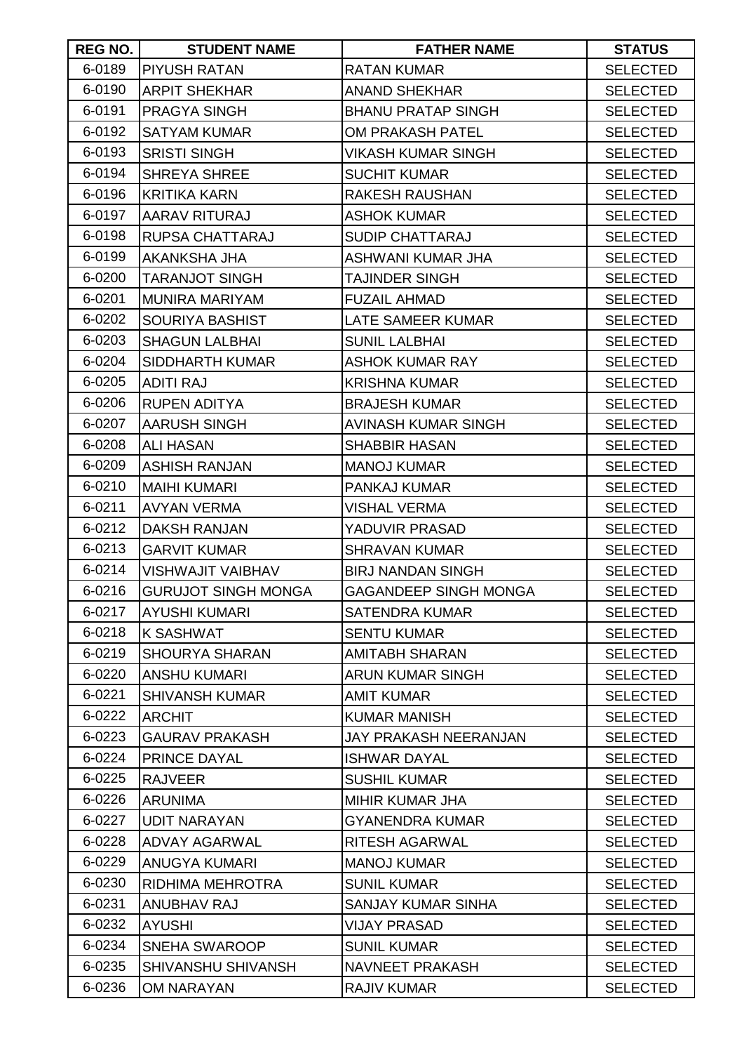| REG NO. | STUDENT NAME | FATHER NAME | STATUS |
| --- | --- | --- | --- |
| 6-0189 | PIYUSH RATAN | RATAN KUMAR | SELECTED |
| 6-0190 | ARPIT SHEKHAR | ANAND SHEKHAR | SELECTED |
| 6-0191 | PRAGYA SINGH | BHANU PRATAP SINGH | SELECTED |
| 6-0192 | SATYAM KUMAR | OM PRAKASH PATEL | SELECTED |
| 6-0193 | SRISTI SINGH | VIKASH KUMAR SINGH | SELECTED |
| 6-0194 | SHREYA SHREE | SUCHIT KUMAR | SELECTED |
| 6-0196 | KRITIKA KARN | RAKESH RAUSHAN | SELECTED |
| 6-0197 | AARAV RITURAJ | ASHOK KUMAR | SELECTED |
| 6-0198 | RUPSA CHATTARAJ | SUDIP CHATTARAJ | SELECTED |
| 6-0199 | AKANKSHA JHA | ASHWANI KUMAR JHA | SELECTED |
| 6-0200 | TARANJOT SINGH | TAJINDER SINGH | SELECTED |
| 6-0201 | MUNIRA MARIYAM | FUZAIL AHMAD | SELECTED |
| 6-0202 | SOURIYA BASHIST | LATE SAMEER KUMAR | SELECTED |
| 6-0203 | SHAGUN LALBHAI | SUNIL LALBHAI | SELECTED |
| 6-0204 | SIDDHARTH KUMAR | ASHOK KUMAR RAY | SELECTED |
| 6-0205 | ADITI RAJ | KRISHNA KUMAR | SELECTED |
| 6-0206 | RUPEN ADITYA | BRAJESH KUMAR | SELECTED |
| 6-0207 | AARUSH SINGH | AVINASH KUMAR SINGH | SELECTED |
| 6-0208 | ALI HASAN | SHABBIR HASAN | SELECTED |
| 6-0209 | ASHISH RANJAN | MANOJ KUMAR | SELECTED |
| 6-0210 | MAIHI KUMARI | PANKAJ KUMAR | SELECTED |
| 6-0211 | AVYAN VERMA | VISHAL VERMA | SELECTED |
| 6-0212 | DAKSH RANJAN | YADUVIR PRASAD | SELECTED |
| 6-0213 | GARVIT KUMAR | SHRAVAN KUMAR | SELECTED |
| 6-0214 | VISHWAJIT VAIBHAV | BIRJ NANDAN SINGH | SELECTED |
| 6-0216 | GURUJOT SINGH MONGA | GAGANDEEP SINGH MONGA | SELECTED |
| 6-0217 | AYUSHI KUMARI | SATENDRA KUMAR | SELECTED |
| 6-0218 | K SASHWAT | SENTU KUMAR | SELECTED |
| 6-0219 | SHOURYA SHARAN | AMITABH SHARAN | SELECTED |
| 6-0220 | ANSHU KUMARI | ARUN KUMAR SINGH | SELECTED |
| 6-0221 | SHIVANSH KUMAR | AMIT KUMAR | SELECTED |
| 6-0222 | ARCHIT | KUMAR MANISH | SELECTED |
| 6-0223 | GAURAV PRAKASH | JAY PRAKASH NEERANJAN | SELECTED |
| 6-0224 | PRINCE DAYAL | ISHWAR DAYAL | SELECTED |
| 6-0225 | RAJVEER | SUSHIL KUMAR | SELECTED |
| 6-0226 | ARUNIMA | MIHIR KUMAR JHA | SELECTED |
| 6-0227 | UDIT NARAYAN | GYANENDRA KUMAR | SELECTED |
| 6-0228 | ADVAY AGARWAL | RITESH AGARWAL | SELECTED |
| 6-0229 | ANUGYA KUMARI | MANOJ KUMAR | SELECTED |
| 6-0230 | RIDHIMA MEHROTRA | SUNIL KUMAR | SELECTED |
| 6-0231 | ANUBHAV RAJ | SANJAY KUMAR SINHA | SELECTED |
| 6-0232 | AYUSHI | VIJAY PRASAD | SELECTED |
| 6-0234 | SNEHA SWAROOP | SUNIL KUMAR | SELECTED |
| 6-0235 | SHIVANSHU SHIVANSH | NAVNEET PRAKASH | SELECTED |
| 6-0236 | OM NARAYAN | RAJIV KUMAR | SELECTED |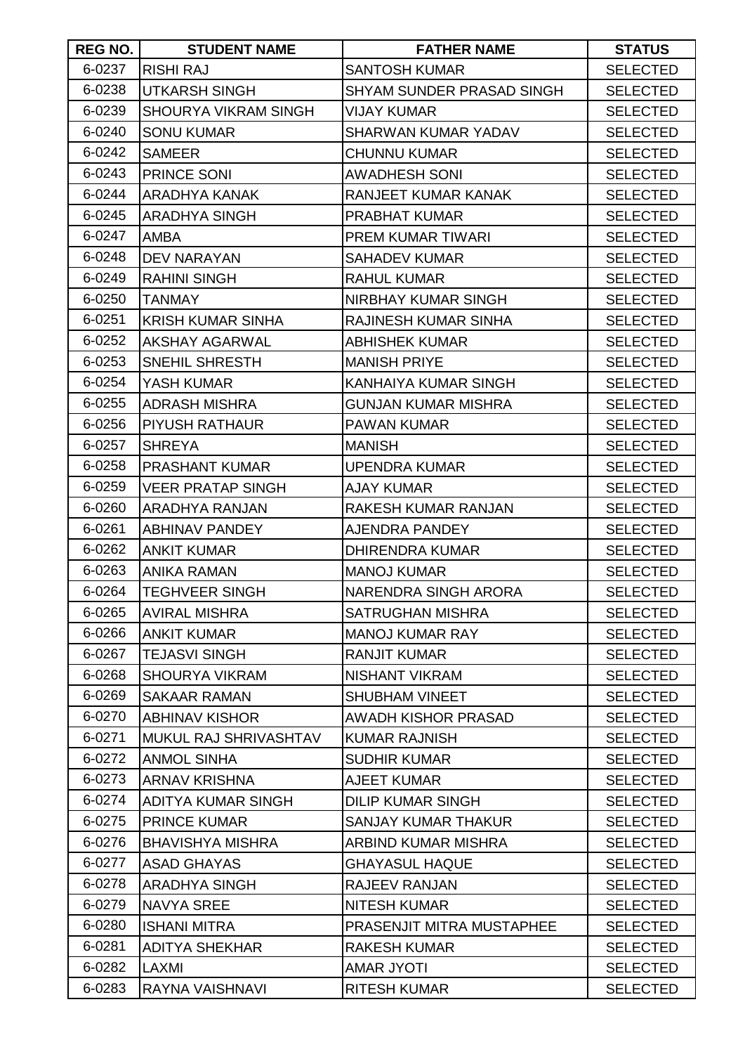| REG NO. | STUDENT NAME | FATHER NAME | STATUS |
| --- | --- | --- | --- |
| 6-0237 | RISHI RAJ | SANTOSH KUMAR | SELECTED |
| 6-0238 | UTKARSH SINGH | SHYAM SUNDER PRASAD SINGH | SELECTED |
| 6-0239 | SHOURYA VIKRAM SINGH | VIJAY KUMAR | SELECTED |
| 6-0240 | SONU KUMAR | SHARWAN KUMAR YADAV | SELECTED |
| 6-0242 | SAMEER | CHUNNU KUMAR | SELECTED |
| 6-0243 | PRINCE SONI | AWADHESH SONI | SELECTED |
| 6-0244 | ARADHYA KANAK | RANJEET KUMAR KANAK | SELECTED |
| 6-0245 | ARADHYA SINGH | PRABHAT KUMAR | SELECTED |
| 6-0247 | AMBA | PREM KUMAR TIWARI | SELECTED |
| 6-0248 | DEV NARAYAN | SAHADEV KUMAR | SELECTED |
| 6-0249 | RAHINI SINGH | RAHUL KUMAR | SELECTED |
| 6-0250 | TANMAY | NIRBHAY KUMAR SINGH | SELECTED |
| 6-0251 | KRISH KUMAR SINHA | RAJINESH KUMAR SINHA | SELECTED |
| 6-0252 | AKSHAY AGARWAL | ABHISHEK KUMAR | SELECTED |
| 6-0253 | SNEHIL SHRESTH | MANISH PRIYE | SELECTED |
| 6-0254 | YASH KUMAR | KANHAIYA KUMAR SINGH | SELECTED |
| 6-0255 | ADRASH MISHRA | GUNJAN KUMAR MISHRA | SELECTED |
| 6-0256 | PIYUSH RATHAUR | PAWAN KUMAR | SELECTED |
| 6-0257 | SHREYA | MANISH | SELECTED |
| 6-0258 | PRASHANT KUMAR | UPENDRA KUMAR | SELECTED |
| 6-0259 | VEER PRATAP SINGH | AJAY KUMAR | SELECTED |
| 6-0260 | ARADHYA RANJAN | RAKESH KUMAR RANJAN | SELECTED |
| 6-0261 | ABHINAV PANDEY | AJENDRA PANDEY | SELECTED |
| 6-0262 | ANKIT KUMAR | DHIRENDRA KUMAR | SELECTED |
| 6-0263 | ANIKA RAMAN | MANOJ KUMAR | SELECTED |
| 6-0264 | TEGHVEER SINGH | NARENDRA SINGH ARORA | SELECTED |
| 6-0265 | AVIRAL MISHRA | SATRUGHAN MISHRA | SELECTED |
| 6-0266 | ANKIT KUMAR | MANOJ KUMAR RAY | SELECTED |
| 6-0267 | TEJASVI SINGH | RANJIT KUMAR | SELECTED |
| 6-0268 | SHOURYA VIKRAM | NISHANT VIKRAM | SELECTED |
| 6-0269 | SAKAAR RAMAN | SHUBHAM VINEET | SELECTED |
| 6-0270 | ABHINAV KISHOR | AWADH KISHOR PRASAD | SELECTED |
| 6-0271 | MUKUL RAJ SHRIVASHTAV | KUMAR RAJNISH | SELECTED |
| 6-0272 | ANMOL SINHA | SUDHIR KUMAR | SELECTED |
| 6-0273 | ARNAV KRISHNA | AJEET KUMAR | SELECTED |
| 6-0274 | ADITYA KUMAR SINGH | DILIP KUMAR SINGH | SELECTED |
| 6-0275 | PRINCE KUMAR | SANJAY KUMAR THAKUR | SELECTED |
| 6-0276 | BHAVISHYA MISHRA | ARBIND KUMAR MISHRA | SELECTED |
| 6-0277 | ASAD GHAYAS | GHAYASUL HAQUE | SELECTED |
| 6-0278 | ARADHYA SINGH | RAJEEV RANJAN | SELECTED |
| 6-0279 | NAVYA SREE | NITESH KUMAR | SELECTED |
| 6-0280 | ISHANI MITRA | PRASENJIT MITRA MUSTAPHEE | SELECTED |
| 6-0281 | ADITYA SHEKHAR | RAKESH KUMAR | SELECTED |
| 6-0282 | LAXMI | AMAR JYOTI | SELECTED |
| 6-0283 | RAYNA VAISHNAVI | RITESH KUMAR | SELECTED |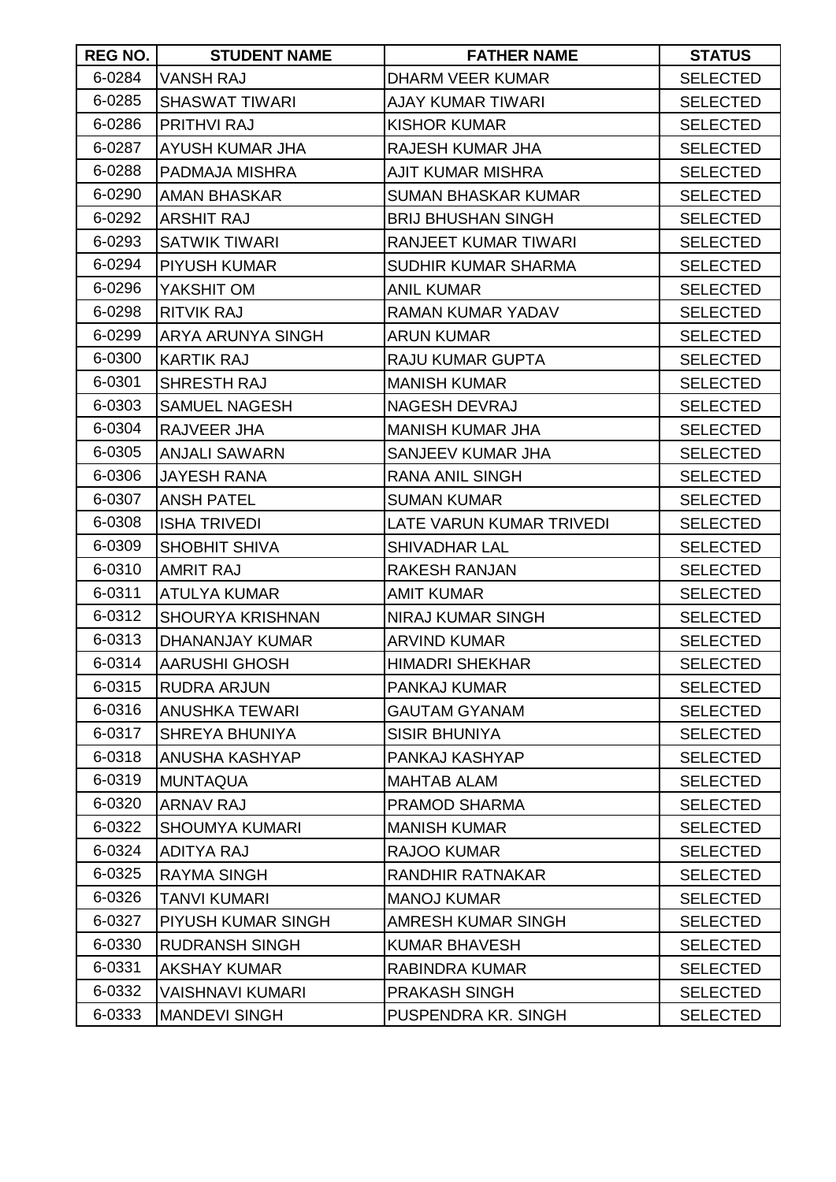| REG NO. | STUDENT NAME | FATHER NAME | STATUS |
| --- | --- | --- | --- |
| 6-0284 | VANSH RAJ | DHARM VEER KUMAR | SELECTED |
| 6-0285 | SHASWAT TIWARI | AJAY KUMAR TIWARI | SELECTED |
| 6-0286 | PRITHVI RAJ | KISHOR KUMAR | SELECTED |
| 6-0287 | AYUSH KUMAR JHA | RAJESH KUMAR JHA | SELECTED |
| 6-0288 | PADMAJA MISHRA | AJIT KUMAR MISHRA | SELECTED |
| 6-0290 | AMAN BHASKAR | SUMAN BHASKAR KUMAR | SELECTED |
| 6-0292 | ARSHIT RAJ | BRIJ BHUSHAN SINGH | SELECTED |
| 6-0293 | SATWIK TIWARI | RANJEET KUMAR TIWARI | SELECTED |
| 6-0294 | PIYUSH KUMAR | SUDHIR KUMAR SHARMA | SELECTED |
| 6-0296 | YAKSHIT OM | ANIL KUMAR | SELECTED |
| 6-0298 | RITVIK RAJ | RAMAN KUMAR YADAV | SELECTED |
| 6-0299 | ARYA ARUNYA SINGH | ARUN KUMAR | SELECTED |
| 6-0300 | KARTIK RAJ | RAJU KUMAR GUPTA | SELECTED |
| 6-0301 | SHRESTH RAJ | MANISH KUMAR | SELECTED |
| 6-0303 | SAMUEL NAGESH | NAGESH DEVRAJ | SELECTED |
| 6-0304 | RAJVEER JHA | MANISH KUMAR JHA | SELECTED |
| 6-0305 | ANJALI SAWARN | SANJEEV KUMAR JHA | SELECTED |
| 6-0306 | JAYESH RANA | RANA ANIL SINGH | SELECTED |
| 6-0307 | ANSH PATEL | SUMAN KUMAR | SELECTED |
| 6-0308 | ISHA TRIVEDI | LATE VARUN KUMAR TRIVEDI | SELECTED |
| 6-0309 | SHOBHIT SHIVA | SHIVADHAR LAL | SELECTED |
| 6-0310 | AMRIT RAJ | RAKESH RANJAN | SELECTED |
| 6-0311 | ATULYA KUMAR | AMIT KUMAR | SELECTED |
| 6-0312 | SHOURYA KRISHNAN | NIRAJ KUMAR SINGH | SELECTED |
| 6-0313 | DHANANJAY KUMAR | ARVIND KUMAR | SELECTED |
| 6-0314 | AARUSHI GHOSH | HIMADRI SHEKHAR | SELECTED |
| 6-0315 | RUDRA ARJUN | PANKAJ KUMAR | SELECTED |
| 6-0316 | ANUSHKA TEWARI | GAUTAM GYANAM | SELECTED |
| 6-0317 | SHREYA BHUNIYA | SISIR BHUNIYA | SELECTED |
| 6-0318 | ANUSHA KASHYAP | PANKAJ KASHYAP | SELECTED |
| 6-0319 | MUNTAQUA | MAHTAB ALAM | SELECTED |
| 6-0320 | ARNAV RAJ | PRAMOD SHARMA | SELECTED |
| 6-0322 | SHOUMYA KUMARI | MANISH KUMAR | SELECTED |
| 6-0324 | ADITYA RAJ | RAJOO KUMAR | SELECTED |
| 6-0325 | RAYMA SINGH | RANDHIR RATNAKAR | SELECTED |
| 6-0326 | TANVI KUMARI | MANOJ KUMAR | SELECTED |
| 6-0327 | PIYUSH KUMAR SINGH | AMRESH KUMAR SINGH | SELECTED |
| 6-0330 | RUDRANSH SINGH | KUMAR BHAVESH | SELECTED |
| 6-0331 | AKSHAY KUMAR | RABINDRA KUMAR | SELECTED |
| 6-0332 | VAISHNAVI KUMARI | PRAKASH SINGH | SELECTED |
| 6-0333 | MANDEVI SINGH | PUSPENDRA KR. SINGH | SELECTED |